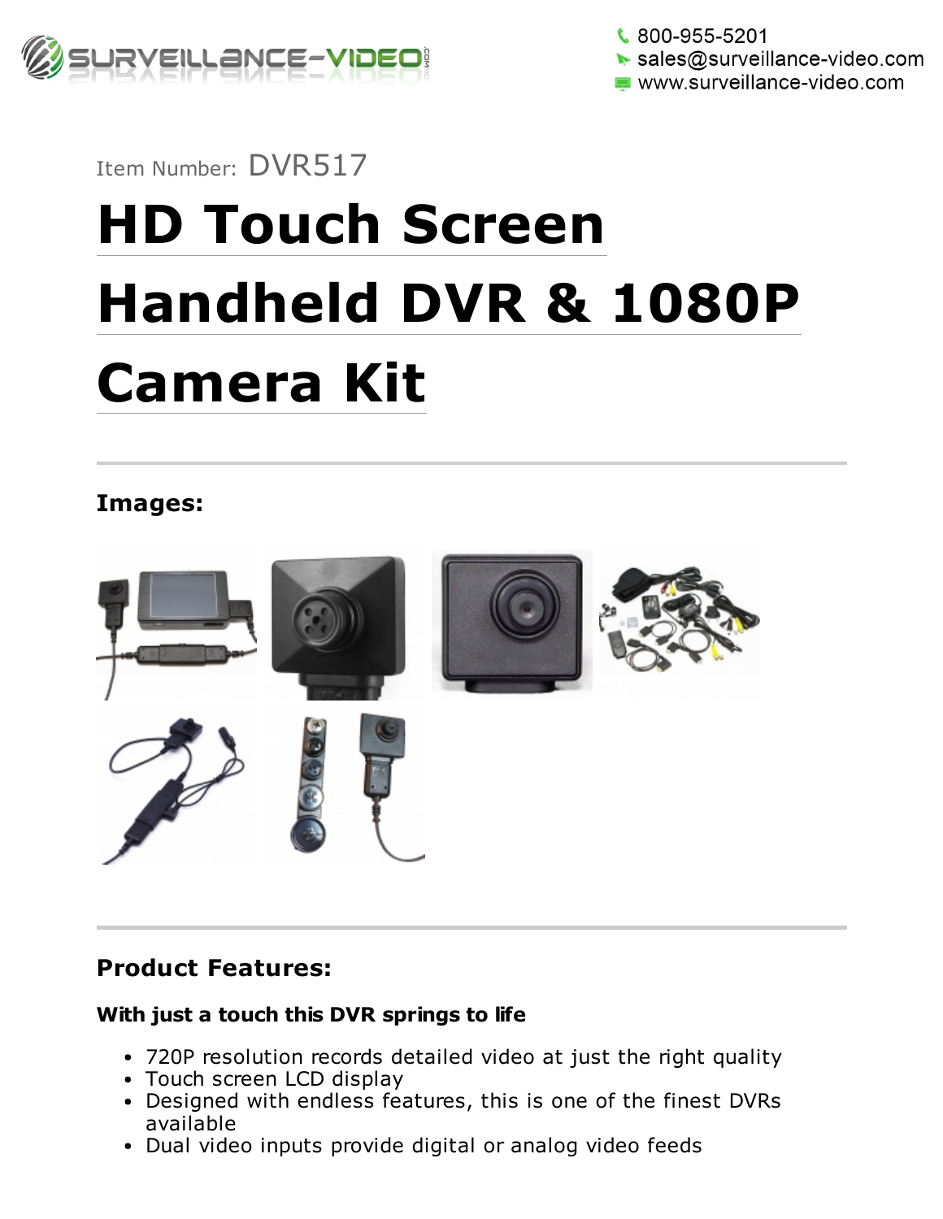800-955-5201
sales@surveillance-video.com
www.surveillance-video.com

Item Number: DVR517

# HD Touch Screen Handheld DVR & 1080P Camera Kit

## Images:

## Product Features:

**With just a touch this DVR springs to life**

- 720P resolution records detailed video at just the right quality
- Touch screen LCD display
- Designed with endless features, this is one of the finest DVRs available
- Dual video inputs provide digital or analog video feeds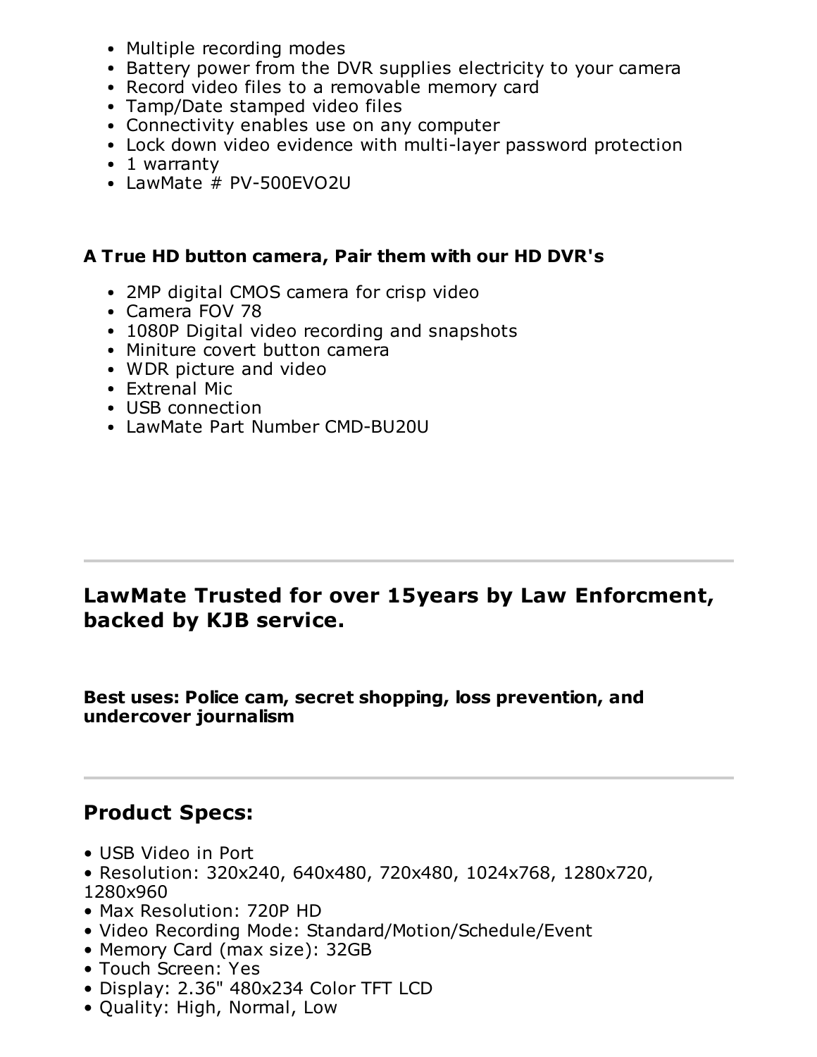- Multiple recording modes
- Battery power from the DVR supplies electricity to your camera
- Record video files to a removable memory card
- Tamp/Date stamped video files
- Connectivity enables use on any computer
- Lock down video evidence with multi-layer password protection
- 1 warranty
- LawMate # PV-500EVO2U

**A True HD button camera, Pair them with our HD DVR's**

- 2MP digital CMOS camera for crisp video
- Camera FOV 78
- 1080P Digital video recording and snapshots
- Miniture covert button camera
- WDR picture and video
- Extrenal Mic
- USB connection
- LawMate Part Number CMD-BU20U

---

## LawMate Trusted for over 15years by Law Enforcment, backed by KJB service.

**Best uses: Police cam, secret shopping, loss prevention, and undercover journalism**

---

## Product Specs:

- USB Video in Port
- Resolution: 320x240, 640x480, 720x480, 1024x768, 1280x720, 1280x960
- Max Resolution: 720P HD
- Video Recording Mode: Standard/Motion/Schedule/Event
- Memory Card (max size): 32GB
- Touch Screen: Yes
- Display: 2.36" 480x234 Color TFT LCD
- Quality: High, Normal, Low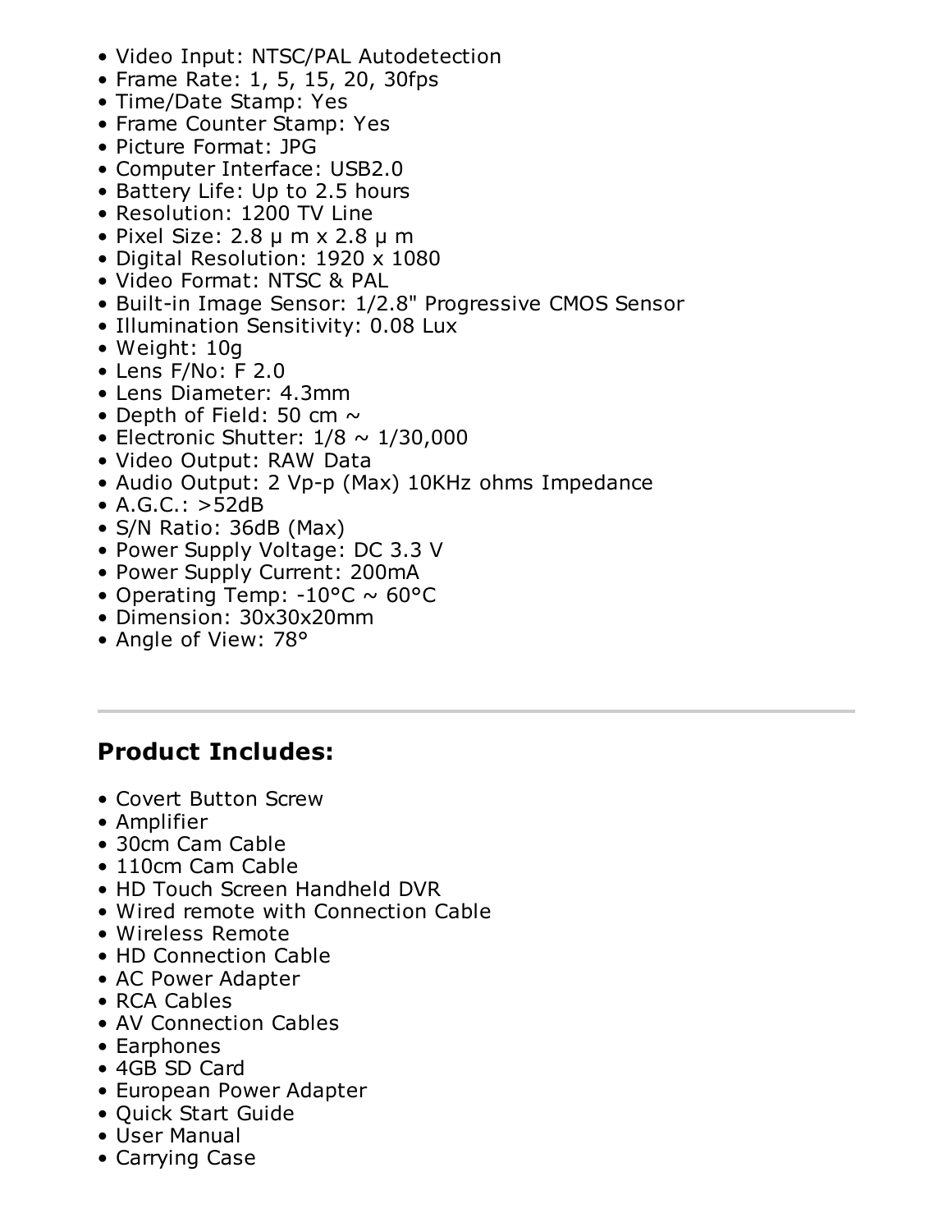- Video Input: NTSC/PAL Autodetection
- Frame Rate: 1, 5, 15, 20, 30fps
- Time/Date Stamp: Yes
- Frame Counter Stamp: Yes
- Picture Format: JPG
- Computer Interface: USB2.0
- Battery Life: Up to 2.5 hours
- Resolution: 1200 TV Line
- Pixel Size: 2.8 μ m x 2.8 μ m
- Digital Resolution: 1920 x 1080
- Video Format: NTSC & PAL
- Built-in Image Sensor: 1/2.8" Progressive CMOS Sensor
- Illumination Sensitivity: 0.08 Lux
- Weight: 10g
- Lens F/No: F 2.0
- Lens Diameter: 4.3mm
- Depth of Field: 50 cm ~
- Electronic Shutter: 1/8 ~ 1/30,000
- Video Output: RAW Data
- Audio Output: 2 Vp-p (Max) 10KHz ohms Impedance
- A.G.C.: >52dB
- S/N Ratio: 36dB (Max)
- Power Supply Voltage: DC 3.3 V
- Power Supply Current: 200mA
- Operating Temp: -10°C ~ 60°C
- Dimension: 30x30x20mm
- Angle of View: 78°

---

## Product Includes:

- Covert Button Screw
- Amplifier
- 30cm Cam Cable
- 110cm Cam Cable
- HD Touch Screen Handheld DVR
- Wired remote with Connection Cable
- Wireless Remote
- HD Connection Cable
- AC Power Adapter
- RCA Cables
- AV Connection Cables
- Earphones
- 4GB SD Card
- European Power Adapter
- Quick Start Guide
- User Manual
- Carrying Case